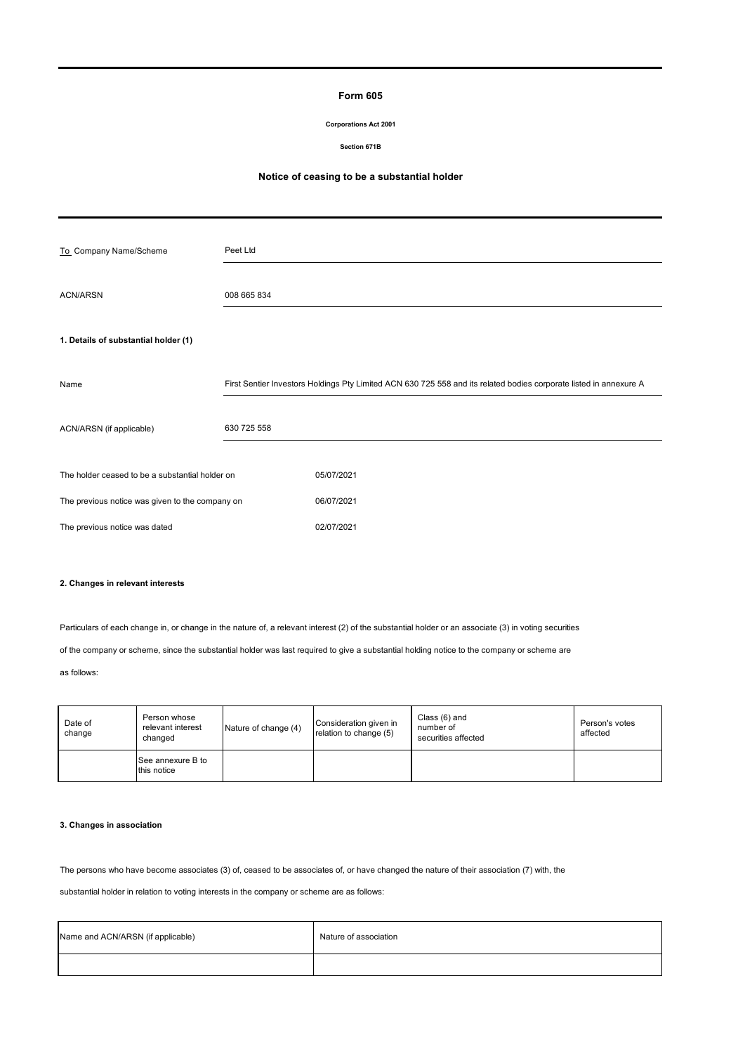# Form 605

**Corporations Act 2001**

**Section 671B**

## Notice of ceasing to be a substantial holder

| | |
|---|---|
| To Company Name/Scheme | Peet Ltd |
| ACN/ARSN | 008 665 834 |

### 1. Details of substantial holder (1)

| | |
|---|---|
| Name | First Sentier Investors Holdings Pty Limited ACN 630 725 558 and its related bodies corporate listed in annexure A |
| ACN/ARSN (if applicable) | 630 725 558 |

| | |
|---|---|
| The holder ceased to be a substantial holder on | 05/07/2021 |
| The previous notice was given to the company on | 06/07/2021 |
| The previous notice was dated | 02/07/2021 |

### 2. Changes in relevant interests

Particulars of each change in, or change in the nature of, a relevant interest (2) of the substantial holder or an associate (3) in voting securities of the company or scheme, since the substantial holder was last required to give a substantial holding notice to the company or scheme are as follows:

| Date of change | Person whose relevant interest changed | Nature of change (4) | Consideration given in relation to change (5) | Class (6) and number of securities affected | Person's votes affected |
|---|---|---|---|---|---|
| | See annexure B to this notice | | | | |

### 3. Changes in association

The persons who have become associates (3) of, ceased to be associates of, or have changed the nature of their association (7) with, the substantial holder in relation to voting interests in the company or scheme are as follows:

| Name and ACN/ARSN (if applicable) | Nature of association |
|---|---|
| | |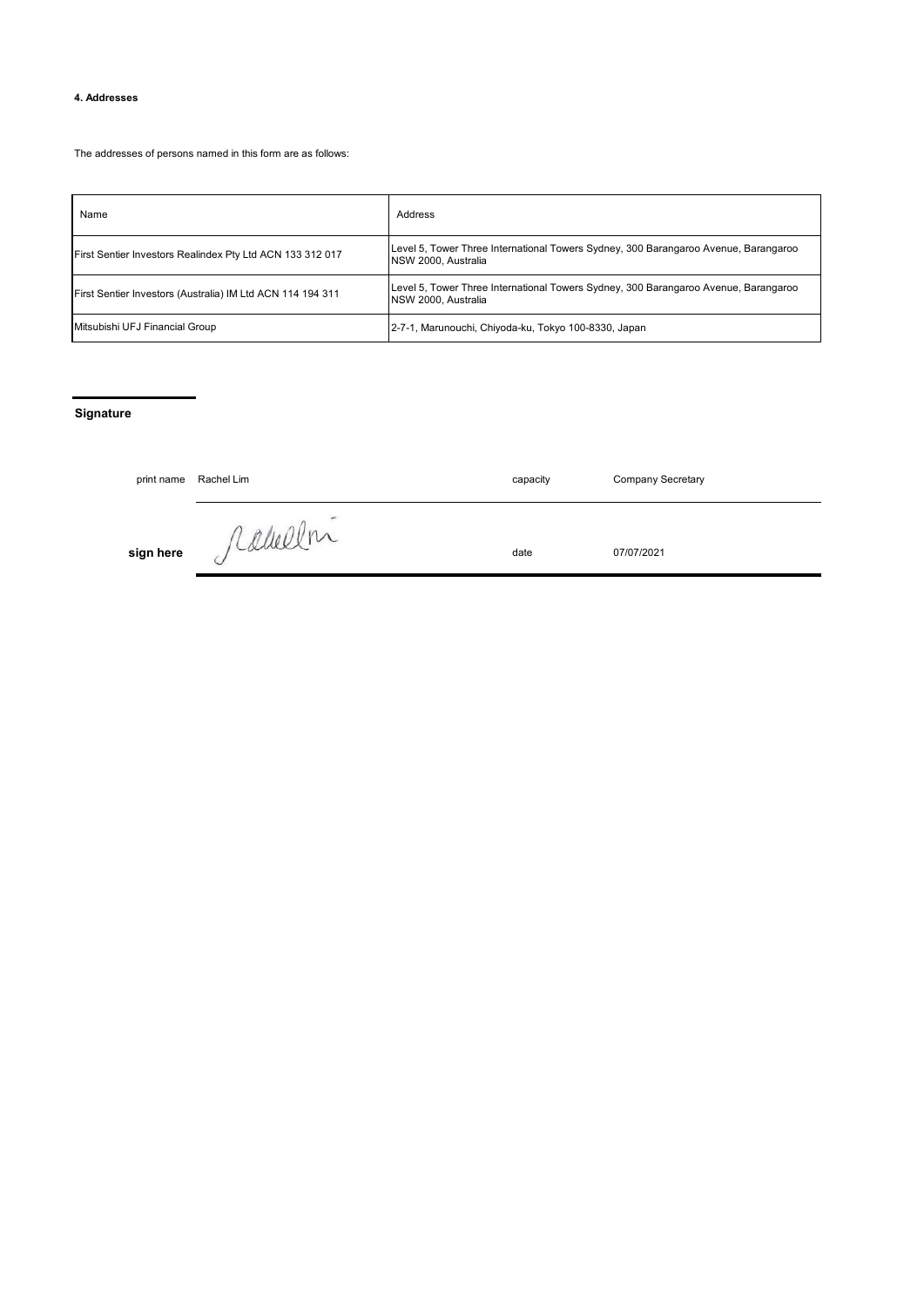#### 4. Addresses

The addresses of persons named in this form are as follows:

| Name | Address |
| --- | --- |
| First Sentier Investors Realindex Pty Ltd ACN 133 312 017 | Level 5, Tower Three International Towers Sydney, 300 Barangaroo Avenue, Barangaroo NSW 2000, Australia |
| First Sentier Investors (Australia) IM Ltd ACN 114 194 311 | Level 5, Tower Three International Towers Sydney, 300 Barangaroo Avenue, Barangaroo NSW 2000, Australia |
| Mitsubishi UFJ Financial Group | 2-7-1, Marunouchi, Chiyoda-ku, Tokyo 100-8330, Japan |

**Signature**

| | | | |
| --- | --- | --- | --- |
| print name | Rachel Lim | capacity | Company Secretary |
| **sign here** | Rachel Lim | date | 07/07/2021 |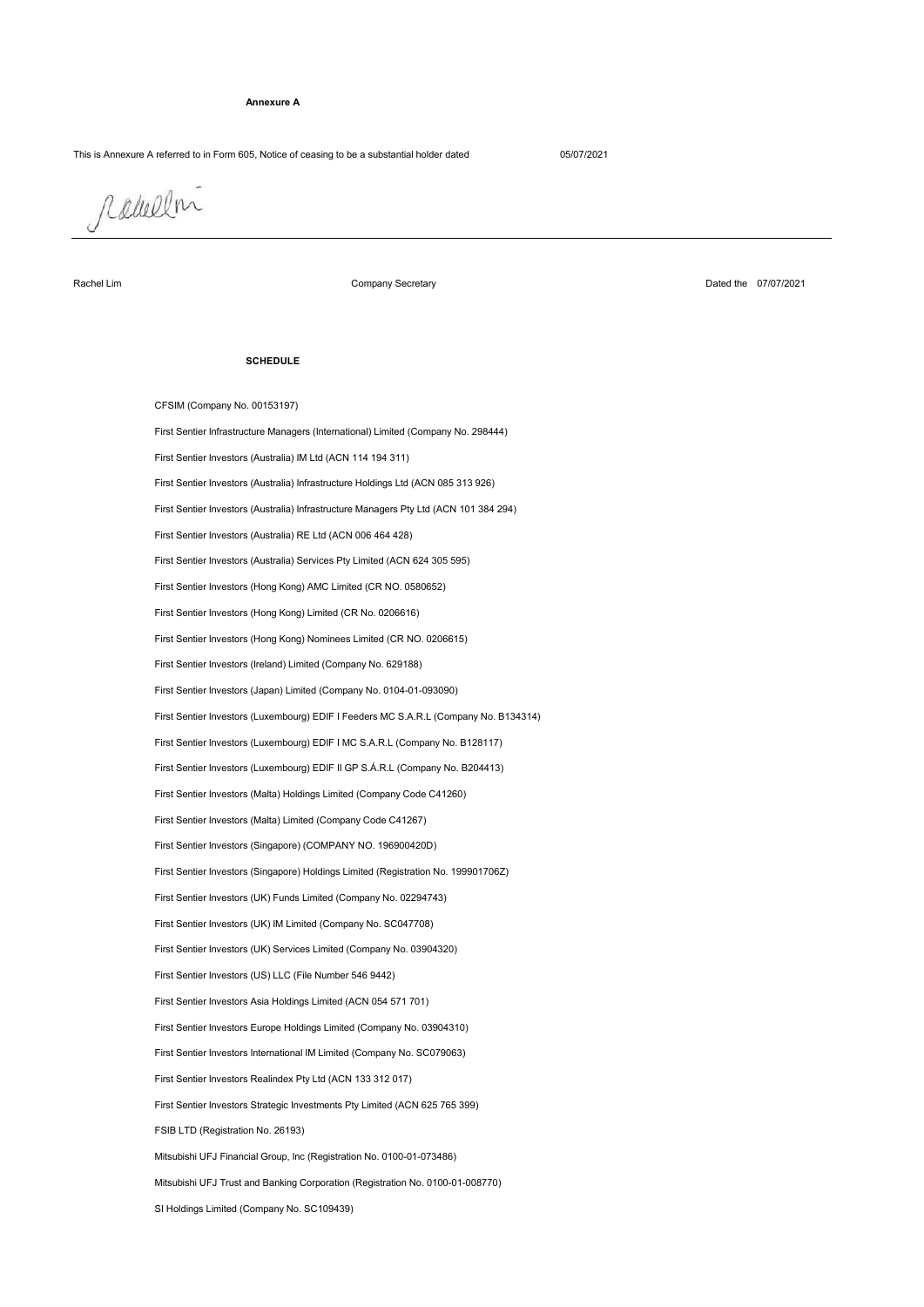**Annexure A**

This is Annexure A referred to in Form 605, Notice of ceasing to be a substantial holder dated 05/07/2021

Rachel Lim | Company Secretary | Dated the 07/07/2021

**SCHEDULE**

CFSIM (Company No. 00153197)

First Sentier Infrastructure Managers (International) Limited (Company No. 298444)

First Sentier Investors (Australia) IM Ltd (ACN 114 194 311)

First Sentier Investors (Australia) Infrastructure Holdings Ltd (ACN 085 313 926)

First Sentier Investors (Australia) Infrastructure Managers Pty Ltd (ACN 101 384 294)

First Sentier Investors (Australia) RE Ltd (ACN 006 464 428)

First Sentier Investors (Australia) Services Pty Limited (ACN 624 305 595)

First Sentier Investors (Hong Kong) AMC Limited (CR NO. 0580652)

First Sentier Investors (Hong Kong) Limited (CR No. 0206616)

First Sentier Investors (Hong Kong) Nominees Limited (CR NO. 0206615)

First Sentier Investors (Ireland) Limited (Company No. 629188)

First Sentier Investors (Japan) Limited (Company No. 0104-01-093090)

First Sentier Investors (Luxembourg) EDIF I Feeders MC S.A.R.L (Company No. B134314)

First Sentier Investors (Luxembourg) EDIF I MC S.A.R.L (Company No. B128117)

First Sentier Investors (Luxembourg) EDIF II GP S.Á.R.L (Company No. B204413)

First Sentier Investors (Malta) Holdings Limited (Company Code C41260)

First Sentier Investors (Malta) Limited (Company Code C41267)

First Sentier Investors (Singapore) (COMPANY NO. 196900420D)

First Sentier Investors (Singapore) Holdings Limited (Registration No. 199901706Z)

First Sentier Investors (UK) Funds Limited (Company No. 02294743)

First Sentier Investors (UK) IM Limited (Company No. SC047708)

First Sentier Investors (UK) Services Limited (Company No. 03904320)

First Sentier Investors (US) LLC (File Number 546 9442)

First Sentier Investors Asia Holdings Limited (ACN 054 571 701)

First Sentier Investors Europe Holdings Limited (Company No. 03904310)

First Sentier Investors International IM Limited (Company No. SC079063)

First Sentier Investors Realindex Pty Ltd (ACN 133 312 017)

First Sentier Investors Strategic Investments Pty Limited (ACN 625 765 399)

FSIB LTD (Registration No. 26193)

Mitsubishi UFJ Financial Group, Inc (Registration No. 0100-01-073486)

Mitsubishi UFJ Trust and Banking Corporation (Registration No. 0100-01-008770)

SI Holdings Limited (Company No. SC109439)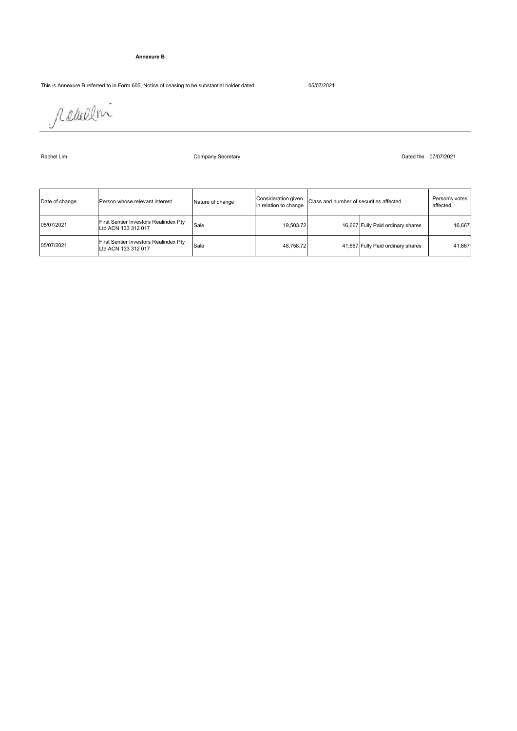**Annexure B**

This is Annexure B referred to in Form 605, Notice of ceasing to be substantial holder dated 05/07/2021

Rachel Lim Company Secretary Dated the 07/07/2021

| Date of change | Person whose relevant interest | Nature of change | Consideration given in relation to change | Class and number of securities affected | | Person's votes affected |
|---|---|---|---|---|---|---|
| 05/07/2021 | First Sentier Investors Realindex Pty Ltd ACN 133 312 017 | Sale | 19,503.72 | 16,667 | Fully Paid ordinary shares | 16,667 |
| 05/07/2021 | First Sentier Investors Realindex Pty Ltd ACN 133 312 017 | Sale | 48,758.72 | 41,667 | Fully Paid ordinary shares | 41,667 |